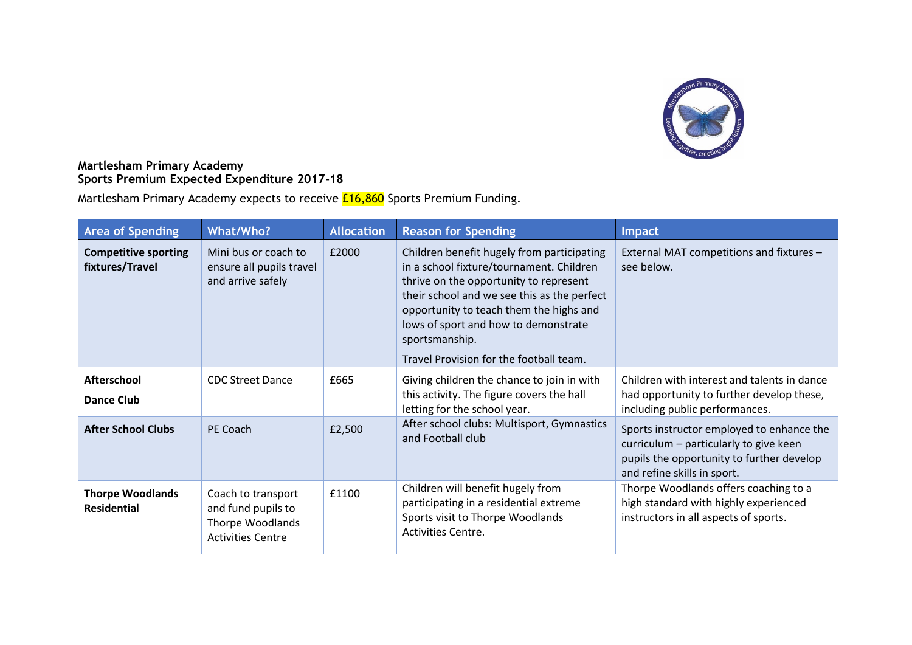**Martlesham Primary Academy**
**Sports Premium Expected Expenditure 2017-18**

Martlesham Primary Academy expects to receive £16,860 Sports Premium Funding.

| Area of Spending | What/Who? | Allocation | Reason for Spending | Impact |
|---|---|---|---|---|
| **Competitive sporting fixtures/Travel** | Mini bus or coach to ensure all pupils travel and arrive safely | £2000 | Children benefit hugely from participating in a school fixture/tournament. Children thrive on the opportunity to represent their school and we see this as the perfect opportunity to teach them the highs and lows of sport and how to demonstrate sportsmanship.<br><br>Travel Provision for the football team. | External MAT competitions and fixtures – see below. |
| **Afterschool Dance Club** | CDC Street Dance | £665 | Giving children the chance to join in with this activity. The figure covers the hall letting for the school year. | Children with interest and talents in dance had opportunity to further develop these, including public performances. |
| **After School Clubs** | PE Coach | £2,500 | After school clubs: Multisport, Gymnastics and Football club | Sports instructor employed to enhance the curriculum – particularly to give keen pupils the opportunity to further develop and refine skills in sport. |
| **Thorpe Woodlands Residential** | Coach to transport and fund pupils to Thorpe Woodlands Activities Centre | £1100 | Children will benefit hugely from participating in a residential extreme Sports visit to Thorpe Woodlands Activities Centre. | Thorpe Woodlands offers coaching to a high standard with highly experienced instructors in all aspects of sports. |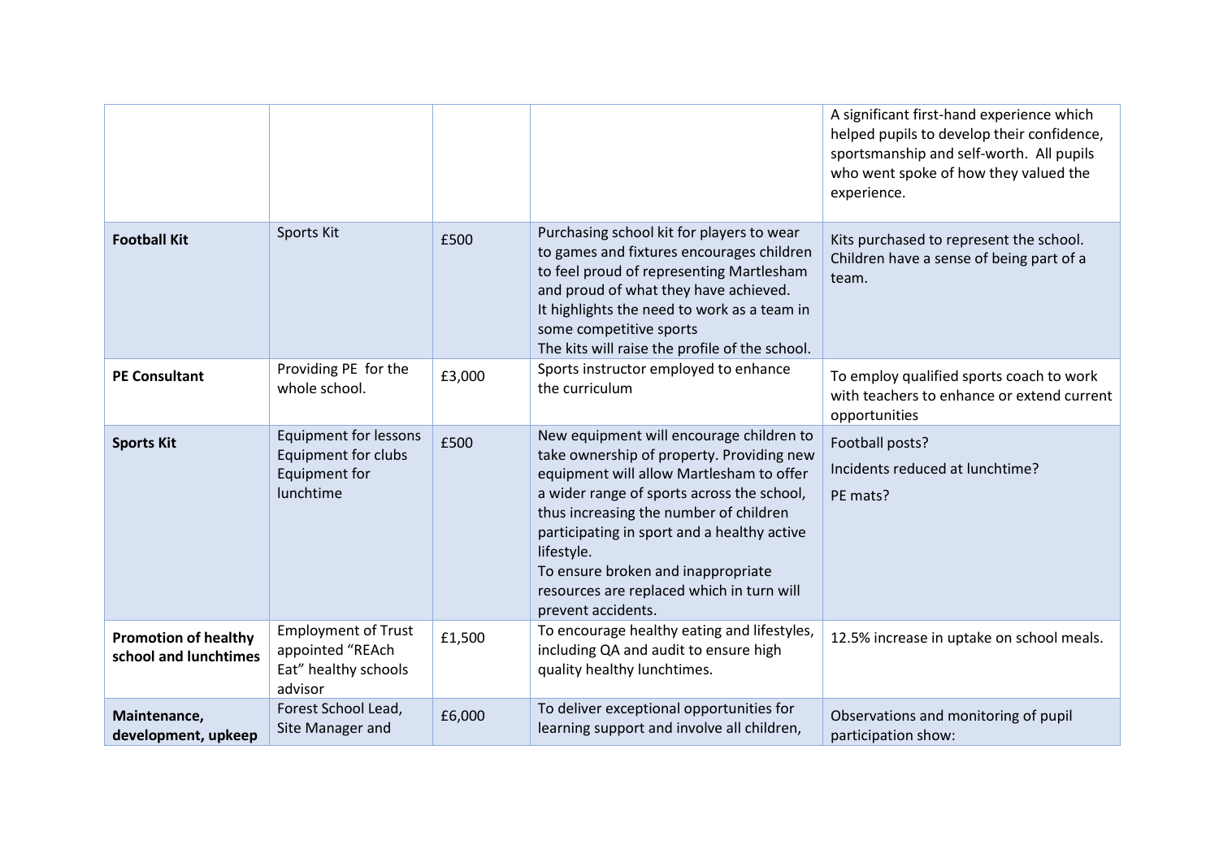| | | | | |
|---|---|---|---|---|
| | | | | A significant first-hand experience which helped pupils to develop their confidence, sportsmanship and self-worth. All pupils who went spoke of how they valued the experience. |
| **Football Kit** | Sports Kit | £500 | Purchasing school kit for players to wear to games and fixtures encourages children to feel proud of representing Martlesham and proud of what they have achieved.<br>It highlights the need to work as a team in some competitive sports<br>The kits will raise the profile of the school. | Kits purchased to represent the school. Children have a sense of being part of a team. |
| **PE Consultant** | Providing PE for the whole school. | £3,000 | Sports instructor employed to enhance the curriculum | To employ qualified sports coach to work with teachers to enhance or extend current opportunities |
| **Sports Kit** | Equipment for lessons<br>Equipment for clubs<br>Equipment for lunchtime | £500 | New equipment will encourage children to take ownership of property. Providing new equipment will allow Martlesham to offer a wider range of sports across the school, thus increasing the number of children participating in sport and a healthy active lifestyle.<br>To ensure broken and inappropriate resources are replaced which in turn will prevent accidents. | Football posts?<br>Incidents reduced at lunchtime?<br>PE mats? |
| **Promotion of healthy school and lunchtimes** | Employment of Trust appointed "REAch Eat" healthy schools advisor | £1,500 | To encourage healthy eating and lifestyles, including QA and audit to ensure high quality healthy lunchtimes. | 12.5% increase in uptake on school meals. |
| **Maintenance, development, upkeep** | Forest School Lead, Site Manager and | £6,000 | To deliver exceptional opportunities for learning support and involve all children, | Observations and monitoring of pupil participation show: |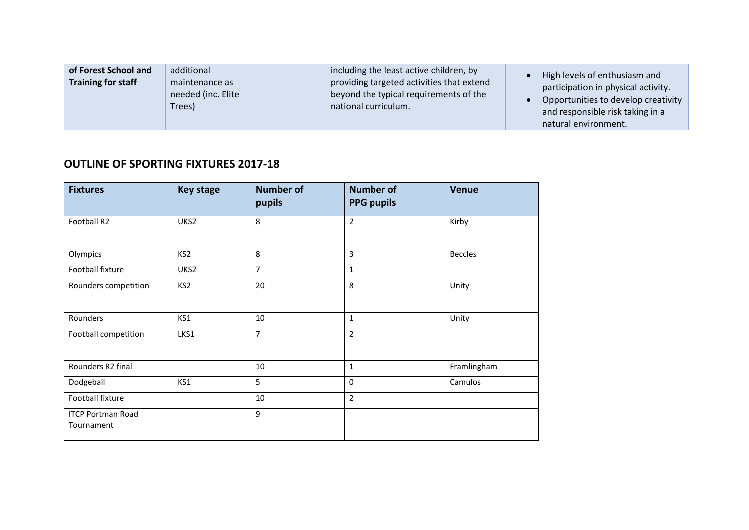| | | | | |
|---|---|---|---|---|
| **of Forest School and Training for staff** | additional maintenance as needed (inc. Elite Trees) | | including the least active children, by providing targeted activities that extend beyond the typical requirements of the national curriculum. | • High levels of enthusiasm and participation in physical activity.<br>• Opportunities to develop creativity and responsible risk taking in a natural environment. |

## OUTLINE OF SPORTING FIXTURES 2017-18

| Fixtures | Key stage | Number of pupils | Number of PPG pupils | Venue |
|---|---|---|---|---|
| Football R2 | UKS2 | 8 | 2 | Kirby |
| Olympics | KS2 | 8 | 3 | Beccles |
| Football fixture | UKS2 | 7 | 1 | |
| Rounders competition | KS2 | 20 | 8 | Unity |
| Rounders | KS1 | 10 | 1 | Unity |
| Football competition | LKS1 | 7 | 2 | |
| Rounders R2 final | | 10 | 1 | Framlingham |
| Dodgeball | KS1 | 5 | 0 | Camulos |
| Football fixture | | 10 | 2 | |
| ITCP Portman Road Tournament | | 9 | | |